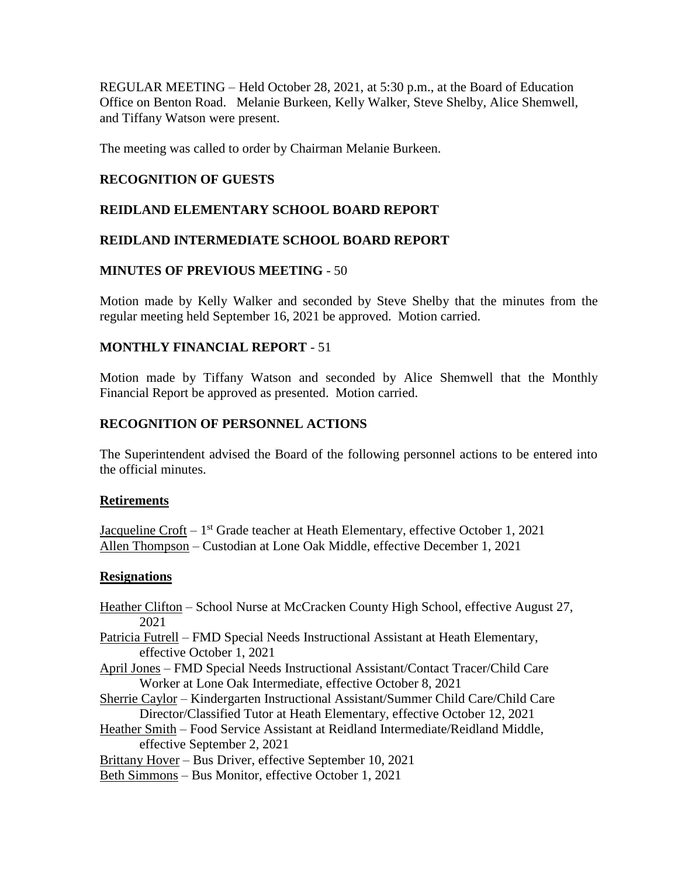REGULAR MEETING – Held October 28, 2021, at 5:30 p.m., at the Board of Education Office on Benton Road. Melanie Burkeen, Kelly Walker, Steve Shelby, Alice Shemwell, and Tiffany Watson were present.

The meeting was called to order by Chairman Melanie Burkeen.

**RECOGNITION OF GUESTS**

**REIDLAND ELEMENTARY SCHOOL BOARD REPORT**

**REIDLAND INTERMEDIATE SCHOOL BOARD REPORT**

**MINUTES OF PREVIOUS MEETING** - 50

Motion made by Kelly Walker and seconded by Steve Shelby that the minutes from the regular meeting held September 16, 2021 be approved. Motion carried.

**MONTHLY FINANCIAL REPORT** - 51

Motion made by Tiffany Watson and seconded by Alice Shemwell that the Monthly Financial Report be approved as presented. Motion carried.

**RECOGNITION OF PERSONNEL ACTIONS**

The Superintendent advised the Board of the following personnel actions to be entered into the official minutes.

**Retirements**

Jacqueline Croft – 1st Grade teacher at Heath Elementary, effective October 1, 2021
Allen Thompson – Custodian at Lone Oak Middle, effective December 1, 2021

**Resignations**

Heather Clifton – School Nurse at McCracken County High School, effective August 27, 2021
Patricia Futrell – FMD Special Needs Instructional Assistant at Heath Elementary, effective October 1, 2021
April Jones – FMD Special Needs Instructional Assistant/Contact Tracer/Child Care Worker at Lone Oak Intermediate, effective October 8, 2021
Sherrie Caylor – Kindergarten Instructional Assistant/Summer Child Care/Child Care Director/Classified Tutor at Heath Elementary, effective October 12, 2021
Heather Smith – Food Service Assistant at Reidland Intermediate/Reidland Middle, effective September 2, 2021
Brittany Hover – Bus Driver, effective September 10, 2021
Beth Simmons – Bus Monitor, effective October 1, 2021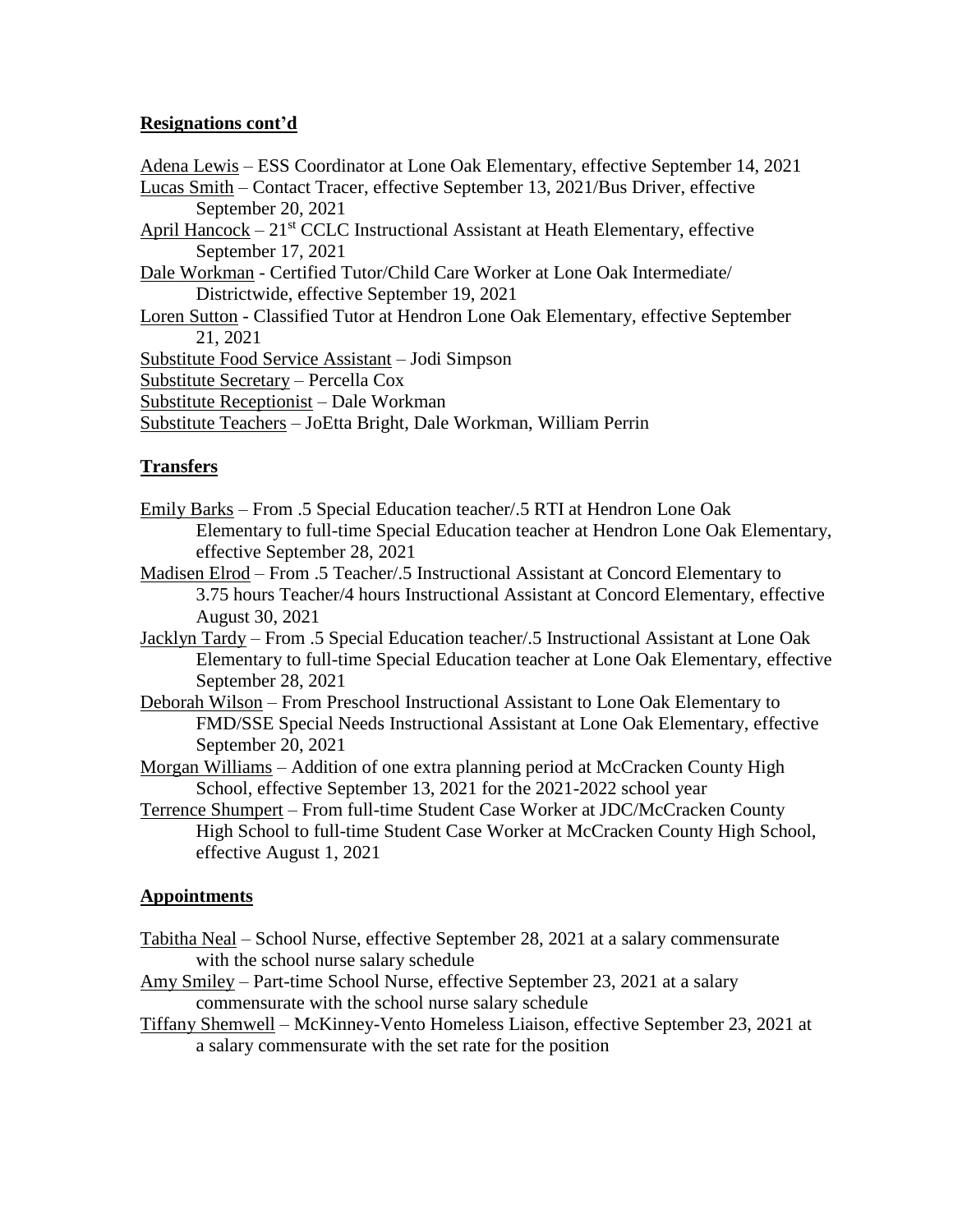**Resignations cont'd**

Adena Lewis – ESS Coordinator at Lone Oak Elementary, effective September 14, 2021
Lucas Smith – Contact Tracer, effective September 13, 2021/Bus Driver, effective September 20, 2021
April Hancock – 21st CCLC Instructional Assistant at Heath Elementary, effective September 17, 2021
Dale Workman - Certified Tutor/Child Care Worker at Lone Oak Intermediate/ Districtwide, effective September 19, 2021
Loren Sutton - Classified Tutor at Hendron Lone Oak Elementary, effective September 21, 2021
Substitute Food Service Assistant – Jodi Simpson
Substitute Secretary – Percella Cox
Substitute Receptionist – Dale Workman
Substitute Teachers – JoEtta Bright, Dale Workman, William Perrin

**Transfers**

Emily Barks – From .5 Special Education teacher/.5 RTI at Hendron Lone Oak Elementary to full-time Special Education teacher at Hendron Lone Oak Elementary, effective September 28, 2021
Madisen Elrod – From .5 Teacher/.5 Instructional Assistant at Concord Elementary to 3.75 hours Teacher/4 hours Instructional Assistant at Concord Elementary, effective August 30, 2021
Jacklyn Tardy – From .5 Special Education teacher/.5 Instructional Assistant at Lone Oak Elementary to full-time Special Education teacher at Lone Oak Elementary, effective September 28, 2021
Deborah Wilson – From Preschool Instructional Assistant to Lone Oak Elementary to FMD/SSE Special Needs Instructional Assistant at Lone Oak Elementary, effective September 20, 2021
Morgan Williams – Addition of one extra planning period at McCracken County High School, effective September 13, 2021 for the 2021-2022 school year
Terrence Shumpert – From full-time Student Case Worker at JDC/McCracken County High School to full-time Student Case Worker at McCracken County High School, effective August 1, 2021

**Appointments**

Tabitha Neal – School Nurse, effective September 28, 2021 at a salary commensurate with the school nurse salary schedule
Amy Smiley – Part-time School Nurse, effective September 23, 2021 at a salary commensurate with the school nurse salary schedule
Tiffany Shemwell – McKinney-Vento Homeless Liaison, effective September 23, 2021 at a salary commensurate with the set rate for the position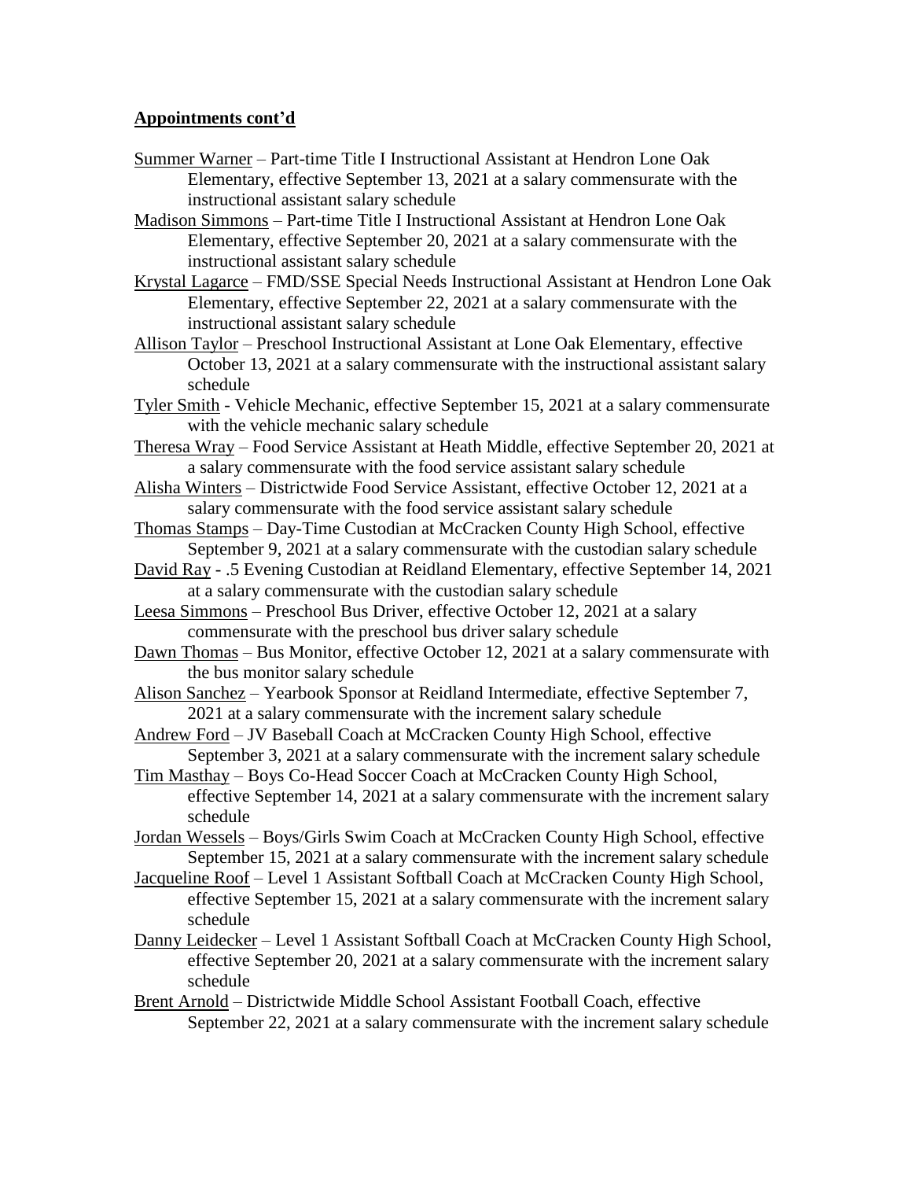## **Appointments cont'd**

Summer Warner – Part-time Title I Instructional Assistant at Hendron Lone Oak Elementary, effective September 13, 2021 at a salary commensurate with the instructional assistant salary schedule

Madison Simmons – Part-time Title I Instructional Assistant at Hendron Lone Oak Elementary, effective September 20, 2021 at a salary commensurate with the instructional assistant salary schedule

Krystal Lagarce – FMD/SSE Special Needs Instructional Assistant at Hendron Lone Oak Elementary, effective September 22, 2021 at a salary commensurate with the instructional assistant salary schedule

Allison Taylor – Preschool Instructional Assistant at Lone Oak Elementary, effective October 13, 2021 at a salary commensurate with the instructional assistant salary schedule

Tyler Smith - Vehicle Mechanic, effective September 15, 2021 at a salary commensurate with the vehicle mechanic salary schedule

Theresa Wray – Food Service Assistant at Heath Middle, effective September 20, 2021 at a salary commensurate with the food service assistant salary schedule

Alisha Winters – Districtwide Food Service Assistant, effective October 12, 2021 at a salary commensurate with the food service assistant salary schedule

Thomas Stamps – Day-Time Custodian at McCracken County High School, effective September 9, 2021 at a salary commensurate with the custodian salary schedule

David Ray - .5 Evening Custodian at Reidland Elementary, effective September 14, 2021 at a salary commensurate with the custodian salary schedule

Leesa Simmons – Preschool Bus Driver, effective October 12, 2021 at a salary commensurate with the preschool bus driver salary schedule

Dawn Thomas – Bus Monitor, effective October 12, 2021 at a salary commensurate with the bus monitor salary schedule

Alison Sanchez – Yearbook Sponsor at Reidland Intermediate, effective September 7, 2021 at a salary commensurate with the increment salary schedule

Andrew Ford – JV Baseball Coach at McCracken County High School, effective September 3, 2021 at a salary commensurate with the increment salary schedule

Tim Masthay – Boys Co-Head Soccer Coach at McCracken County High School, effective September 14, 2021 at a salary commensurate with the increment salary schedule

Jordan Wessels – Boys/Girls Swim Coach at McCracken County High School, effective September 15, 2021 at a salary commensurate with the increment salary schedule

Jacqueline Roof – Level 1 Assistant Softball Coach at McCracken County High School, effective September 15, 2021 at a salary commensurate with the increment salary schedule

Danny Leidecker – Level 1 Assistant Softball Coach at McCracken County High School, effective September 20, 2021 at a salary commensurate with the increment salary schedule

Brent Arnold – Districtwide Middle School Assistant Football Coach, effective September 22, 2021 at a salary commensurate with the increment salary schedule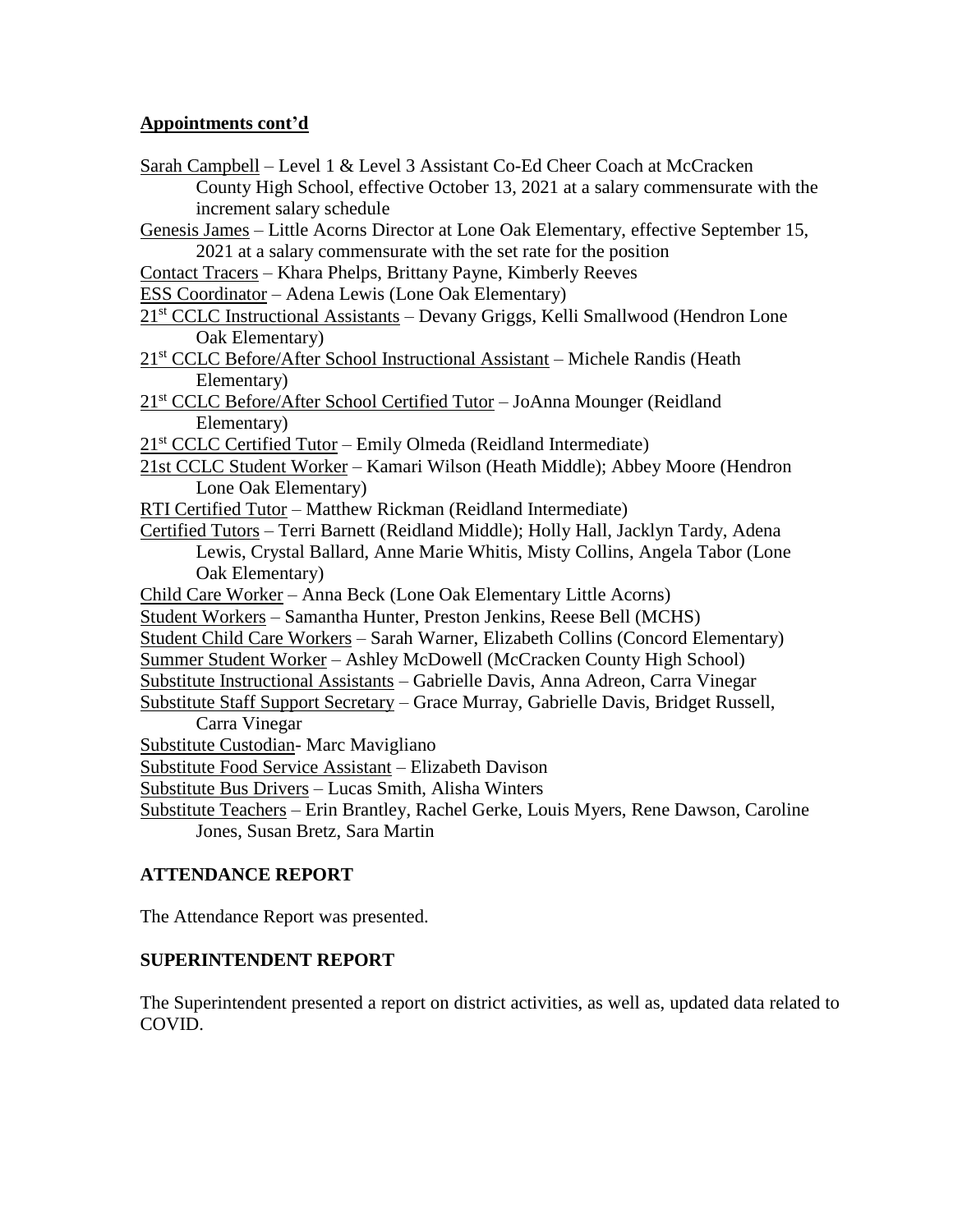**Appointments cont'd**

Sarah Campbell – Level 1 & Level 3 Assistant Co-Ed Cheer Coach at McCracken County High School, effective October 13, 2021 at a salary commensurate with the increment salary schedule

Genesis James – Little Acorns Director at Lone Oak Elementary, effective September 15, 2021 at a salary commensurate with the set rate for the position

Contact Tracers – Khara Phelps, Brittany Payne, Kimberly Reeves

ESS Coordinator – Adena Lewis (Lone Oak Elementary)

21st CCLC Instructional Assistants – Devany Griggs, Kelli Smallwood (Hendron Lone Oak Elementary)

21st CCLC Before/After School Instructional Assistant – Michele Randis (Heath Elementary)

21st CCLC Before/After School Certified Tutor – JoAnna Mounger (Reidland Elementary)

21st CCLC Certified Tutor – Emily Olmeda (Reidland Intermediate)

21st CCLC Student Worker – Kamari Wilson (Heath Middle); Abbey Moore (Hendron Lone Oak Elementary)

RTI Certified Tutor – Matthew Rickman (Reidland Intermediate)

Certified Tutors – Terri Barnett (Reidland Middle); Holly Hall, Jacklyn Tardy, Adena Lewis, Crystal Ballard, Anne Marie Whitis, Misty Collins, Angela Tabor (Lone Oak Elementary)

Child Care Worker – Anna Beck (Lone Oak Elementary Little Acorns)

Student Workers – Samantha Hunter, Preston Jenkins, Reese Bell (MCHS)

Student Child Care Workers – Sarah Warner, Elizabeth Collins (Concord Elementary)

Summer Student Worker – Ashley McDowell (McCracken County High School)

Substitute Instructional Assistants – Gabrielle Davis, Anna Adreon, Carra Vinegar

Substitute Staff Support Secretary – Grace Murray, Gabrielle Davis, Bridget Russell, Carra Vinegar

Substitute Custodian- Marc Mavigliano

Substitute Food Service Assistant – Elizabeth Davison

Substitute Bus Drivers – Lucas Smith, Alisha Winters

Substitute Teachers – Erin Brantley, Rachel Gerke, Louis Myers, Rene Dawson, Caroline Jones, Susan Bretz, Sara Martin

## ATTENDANCE REPORT

The Attendance Report was presented.

## SUPERINTENDENT REPORT

The Superintendent presented a report on district activities, as well as, updated data related to COVID.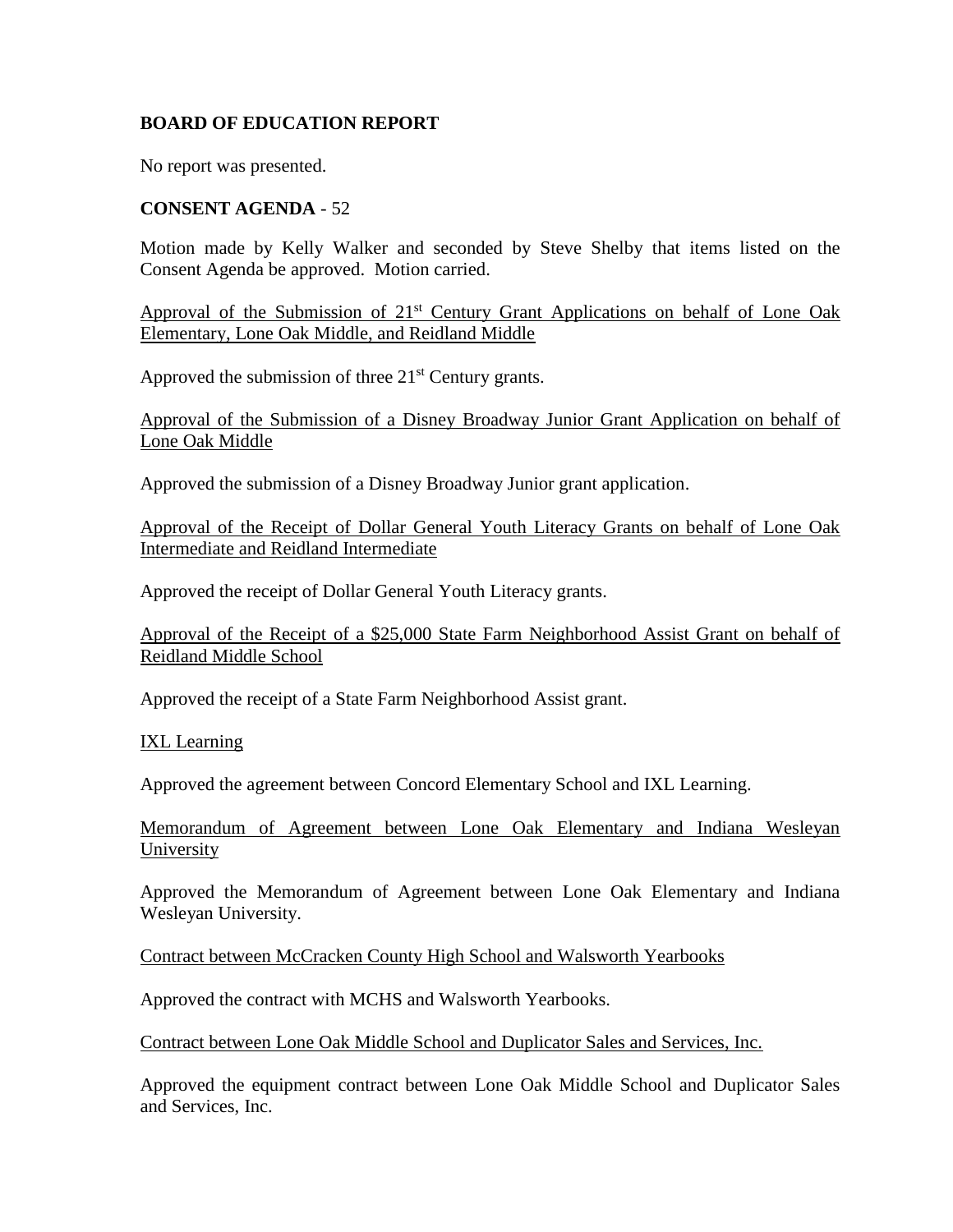**BOARD OF EDUCATION REPORT**

No report was presented.

**CONSENT AGENDA** - 52

Motion made by Kelly Walker and seconded by Steve Shelby that items listed on the Consent Agenda be approved. Motion carried.

Approval of the Submission of 21st Century Grant Applications on behalf of Lone Oak Elementary, Lone Oak Middle, and Reidland Middle

Approved the submission of three 21st Century grants.

Approval of the Submission of a Disney Broadway Junior Grant Application on behalf of Lone Oak Middle

Approved the submission of a Disney Broadway Junior grant application.

Approval of the Receipt of Dollar General Youth Literacy Grants on behalf of Lone Oak Intermediate and Reidland Intermediate

Approved the receipt of Dollar General Youth Literacy grants.

Approval of the Receipt of a $25,000 State Farm Neighborhood Assist Grant on behalf of Reidland Middle School

Approved the receipt of a State Farm Neighborhood Assist grant.

IXL Learning

Approved the agreement between Concord Elementary School and IXL Learning.

Memorandum of Agreement between Lone Oak Elementary and Indiana Wesleyan University

Approved the Memorandum of Agreement between Lone Oak Elementary and Indiana Wesleyan University.

Contract between McCracken County High School and Walsworth Yearbooks

Approved the contract with MCHS and Walsworth Yearbooks.

Contract between Lone Oak Middle School and Duplicator Sales and Services, Inc.

Approved the equipment contract between Lone Oak Middle School and Duplicator Sales and Services, Inc.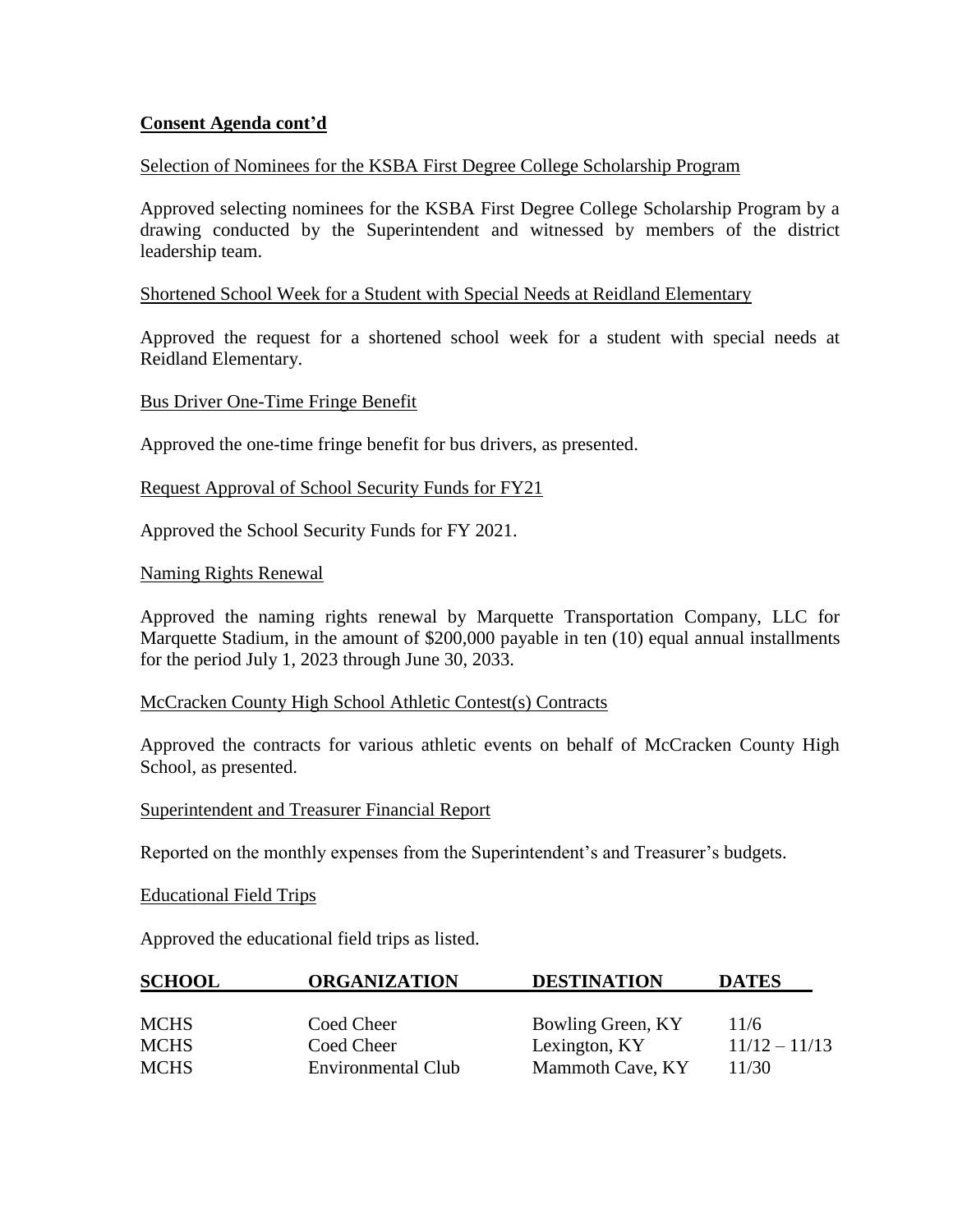**Consent Agenda cont'd**

Selection of Nominees for the KSBA First Degree College Scholarship Program

Approved selecting nominees for the KSBA First Degree College Scholarship Program by a drawing conducted by the Superintendent and witnessed by members of the district leadership team.

Shortened School Week for a Student with Special Needs at Reidland Elementary

Approved the request for a shortened school week for a student with special needs at Reidland Elementary.

Bus Driver One-Time Fringe Benefit

Approved the one-time fringe benefit for bus drivers, as presented.

Request Approval of School Security Funds for FY21

Approved the School Security Funds for FY 2021.

Naming Rights Renewal

Approved the naming rights renewal by Marquette Transportation Company, LLC for Marquette Stadium, in the amount of $200,000 payable in ten (10) equal annual installments for the period July 1, 2023 through June 30, 2033.

McCracken County High School Athletic Contest(s) Contracts

Approved the contracts for various athletic events on behalf of McCracken County High School, as presented.

Superintendent and Treasurer Financial Report

Reported on the monthly expenses from the Superintendent's and Treasurer's budgets.

Educational Field Trips

Approved the educational field trips as listed.

| SCHOOL | ORGANIZATION | DESTINATION | DATES |
|---|---|---|---|
| MCHS | Coed Cheer | Bowling Green, KY | 11/6 |
| MCHS | Coed Cheer | Lexington, KY | 11/12 – 11/13 |
| MCHS | Environmental Club | Mammoth Cave, KY | 11/30 |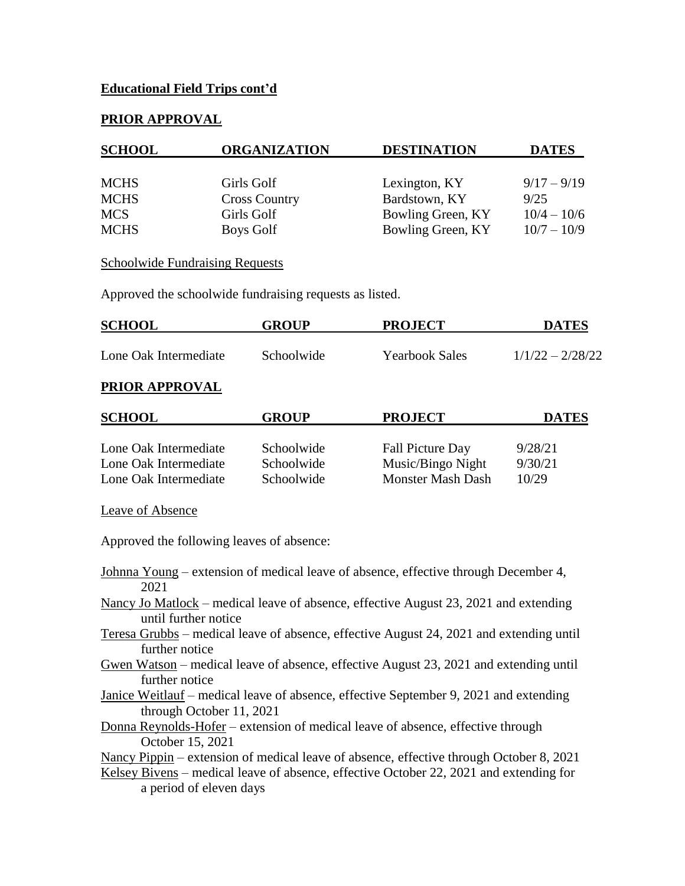**Educational Field Trips cont'd**

**PRIOR APPROVAL**

| SCHOOL | ORGANIZATION | DESTINATION | DATES |
|---|---|---|---|
| MCHS | Girls Golf | Lexington, KY | 9/17 – 9/19 |
| MCHS | Cross Country | Bardstown, KY | 9/25 |
| MCS | Girls Golf | Bowling Green, KY | 10/4 – 10/6 |
| MCHS | Boys Golf | Bowling Green, KY | 10/7 – 10/9 |

Schoolwide Fundraising Requests

Approved the schoolwide fundraising requests as listed.

| SCHOOL | GROUP | PROJECT | DATES |
|---|---|---|---|
| Lone Oak Intermediate | Schoolwide | Yearbook Sales | 1/1/22 – 2/28/22 |

**PRIOR APPROVAL**

| SCHOOL | GROUP | PROJECT | DATES |
|---|---|---|---|
| Lone Oak Intermediate | Schoolwide | Fall Picture Day | 9/28/21 |
| Lone Oak Intermediate | Schoolwide | Music/Bingo Night | 9/30/21 |
| Lone Oak Intermediate | Schoolwide | Monster Mash Dash | 10/29 |

Leave of Absence

Approved the following leaves of absence:

Johnna Young – extension of medical leave of absence, effective through December 4, 2021

Nancy Jo Matlock – medical leave of absence, effective August 23, 2021 and extending until further notice

Teresa Grubbs – medical leave of absence, effective August 24, 2021 and extending until further notice

Gwen Watson – medical leave of absence, effective August 23, 2021 and extending until further notice

Janice Weitlauf – medical leave of absence, effective September 9, 2021 and extending through October 11, 2021

Donna Reynolds-Hofer – extension of medical leave of absence, effective through October 15, 2021

Nancy Pippin – extension of medical leave of absence, effective through October 8, 2021

Kelsey Bivens – medical leave of absence, effective October 22, 2021 and extending for a period of eleven days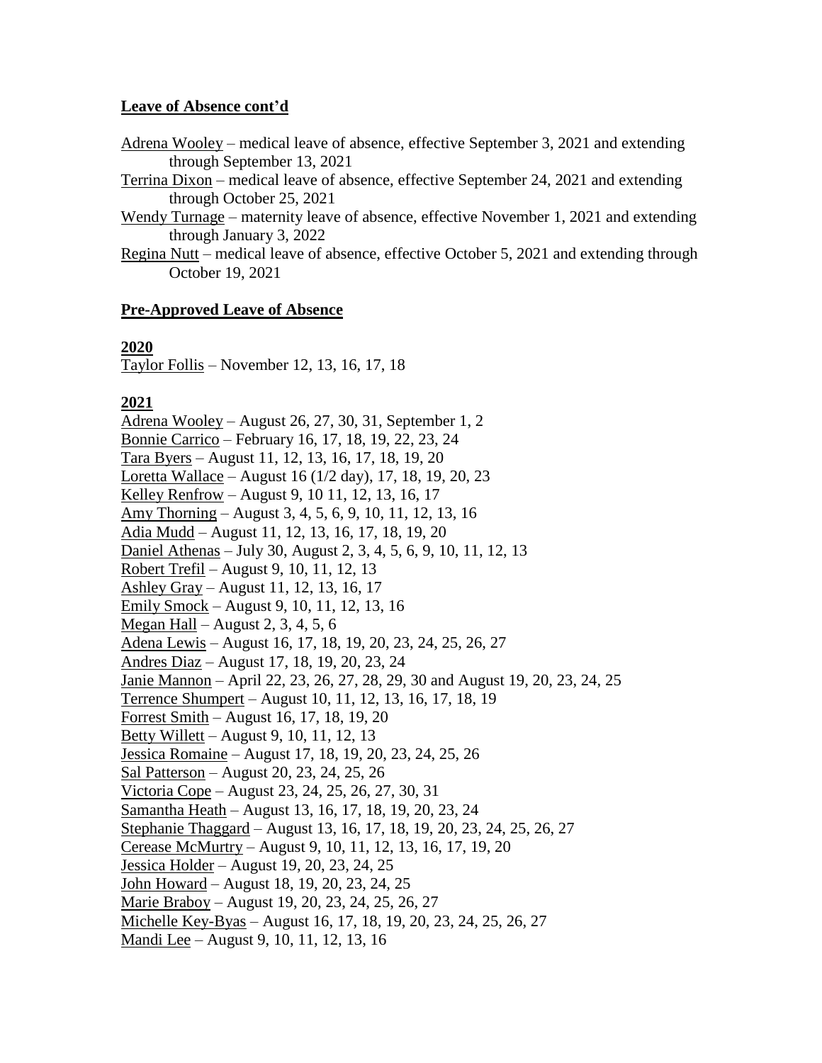**Leave of Absence cont'd**

Adrena Wooley – medical leave of absence, effective September 3, 2021 and extending through September 13, 2021

Terrina Dixon – medical leave of absence, effective September 24, 2021 and extending through October 25, 2021

Wendy Turnage – maternity leave of absence, effective November 1, 2021 and extending through January 3, 2022

Regina Nutt – medical leave of absence, effective October 5, 2021 and extending through October 19, 2021

**Pre-Approved Leave of Absence**

**2020**

Taylor Follis – November 12, 13, 16, 17, 18

**2021**

Adrena Wooley – August 26, 27, 30, 31, September 1, 2
Bonnie Carrico – February 16, 17, 18, 19, 22, 23, 24
Tara Byers – August 11, 12, 13, 16, 17, 18, 19, 20
Loretta Wallace – August 16 (1/2 day), 17, 18, 19, 20, 23
Kelley Renfrow – August 9, 10 11, 12, 13, 16, 17
Amy Thorning – August 3, 4, 5, 6, 9, 10, 11, 12, 13, 16
Adia Mudd – August 11, 12, 13, 16, 17, 18, 19, 20
Daniel Athenas – July 30, August 2, 3, 4, 5, 6, 9, 10, 11, 12, 13
Robert Trefil – August 9, 10, 11, 12, 13
Ashley Gray – August 11, 12, 13, 16, 17
Emily Smock – August 9, 10, 11, 12, 13, 16
Megan Hall – August 2, 3, 4, 5, 6
Adena Lewis – August 16, 17, 18, 19, 20, 23, 24, 25, 26, 27
Andres Diaz – August 17, 18, 19, 20, 23, 24
Janie Mannon – April 22, 23, 26, 27, 28, 29, 30 and August 19, 20, 23, 24, 25
Terrence Shumpert – August 10, 11, 12, 13, 16, 17, 18, 19
Forrest Smith – August 16, 17, 18, 19, 20
Betty Willett – August 9, 10, 11, 12, 13
Jessica Romaine – August 17, 18, 19, 20, 23, 24, 25, 26
Sal Patterson – August 20, 23, 24, 25, 26
Victoria Cope – August 23, 24, 25, 26, 27, 30, 31
Samantha Heath – August 13, 16, 17, 18, 19, 20, 23, 24
Stephanie Thaggard – August 13, 16, 17, 18, 19, 20, 23, 24, 25, 26, 27
Cerease McMurtry – August 9, 10, 11, 12, 13, 16, 17, 19, 20
Jessica Holder – August 19, 20, 23, 24, 25
John Howard – August 18, 19, 20, 23, 24, 25
Marie Braboy – August 19, 20, 23, 24, 25, 26, 27
Michelle Key-Byas – August 16, 17, 18, 19, 20, 23, 24, 25, 26, 27
Mandi Lee – August 9, 10, 11, 12, 13, 16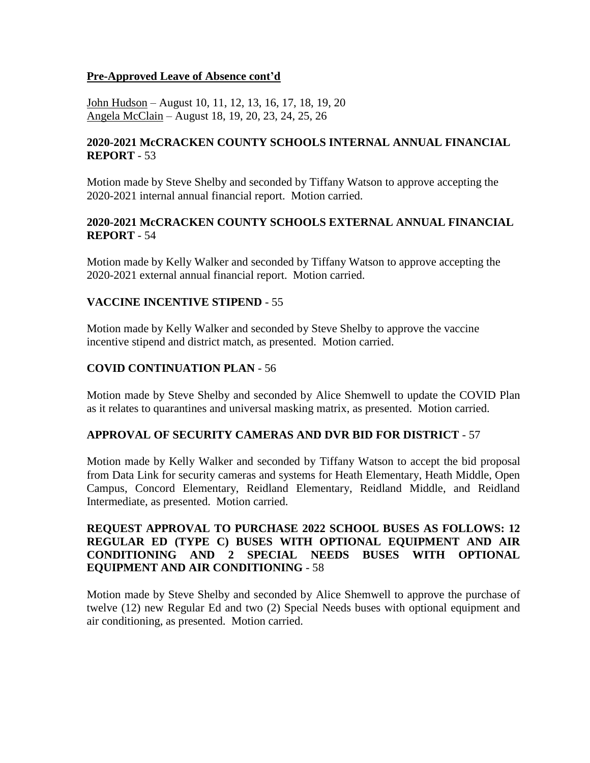**Pre-Approved Leave of Absence cont'd**

John Hudson – August 10, 11, 12, 13, 16, 17, 18, 19, 20
Angela McClain – August 18, 19, 20, 23, 24, 25, 26

**2020-2021 McCRACKEN COUNTY SCHOOLS INTERNAL ANNUAL FINANCIAL REPORT** - 53

Motion made by Steve Shelby and seconded by Tiffany Watson to approve accepting the 2020-2021 internal annual financial report. Motion carried.

**2020-2021 McCRACKEN COUNTY SCHOOLS EXTERNAL ANNUAL FINANCIAL REPORT** - 54

Motion made by Kelly Walker and seconded by Tiffany Watson to approve accepting the 2020-2021 external annual financial report. Motion carried.

**VACCINE INCENTIVE STIPEND** - 55

Motion made by Kelly Walker and seconded by Steve Shelby to approve the vaccine incentive stipend and district match, as presented. Motion carried.

**COVID CONTINUATION PLAN** - 56

Motion made by Steve Shelby and seconded by Alice Shemwell to update the COVID Plan as it relates to quarantines and universal masking matrix, as presented. Motion carried.

**APPROVAL OF SECURITY CAMERAS AND DVR BID FOR DISTRICT** - 57

Motion made by Kelly Walker and seconded by Tiffany Watson to accept the bid proposal from Data Link for security cameras and systems for Heath Elementary, Heath Middle, Open Campus, Concord Elementary, Reidland Elementary, Reidland Middle, and Reidland Intermediate, as presented. Motion carried.

**REQUEST APPROVAL TO PURCHASE 2022 SCHOOL BUSES AS FOLLOWS: 12 REGULAR ED (TYPE C) BUSES WITH OPTIONAL EQUIPMENT AND AIR CONDITIONING AND 2 SPECIAL NEEDS BUSES WITH OPTIONAL EQUIPMENT AND AIR CONDITIONING** - 58

Motion made by Steve Shelby and seconded by Alice Shemwell to approve the purchase of twelve (12) new Regular Ed and two (2) Special Needs buses with optional equipment and air conditioning, as presented. Motion carried.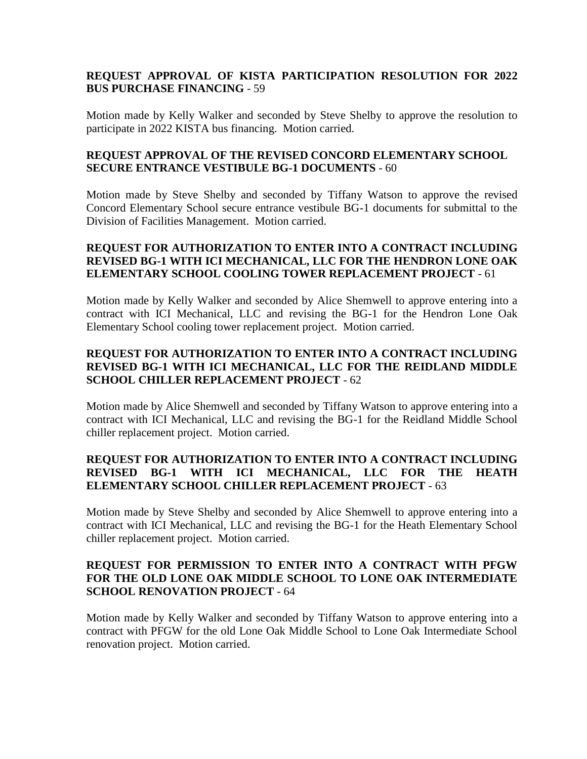**REQUEST APPROVAL OF KISTA PARTICIPATION RESOLUTION FOR 2022 BUS PURCHASE FINANCING** - 59

Motion made by Kelly Walker and seconded by Steve Shelby to approve the resolution to participate in 2022 KISTA bus financing. Motion carried.

**REQUEST APPROVAL OF THE REVISED CONCORD ELEMENTARY SCHOOL SECURE ENTRANCE VESTIBULE BG-1 DOCUMENTS -** 60

Motion made by Steve Shelby and seconded by Tiffany Watson to approve the revised Concord Elementary School secure entrance vestibule BG-1 documents for submittal to the Division of Facilities Management. Motion carried.

**REQUEST FOR AUTHORIZATION TO ENTER INTO A CONTRACT INCLUDING REVISED BG-1 WITH ICI MECHANICAL, LLC FOR THE HENDRON LONE OAK ELEMENTARY SCHOOL COOLING TOWER REPLACEMENT PROJECT -** 61

Motion made by Kelly Walker and seconded by Alice Shemwell to approve entering into a contract with ICI Mechanical, LLC and revising the BG-1 for the Hendron Lone Oak Elementary School cooling tower replacement project. Motion carried.

**REQUEST FOR AUTHORIZATION TO ENTER INTO A CONTRACT INCLUDING REVISED BG-1 WITH ICI MECHANICAL, LLC FOR THE REIDLAND MIDDLE SCHOOL CHILLER REPLACEMENT PROJECT -** 62

Motion made by Alice Shemwell and seconded by Tiffany Watson to approve entering into a contract with ICI Mechanical, LLC and revising the BG-1 for the Reidland Middle School chiller replacement project. Motion carried.

**REQUEST FOR AUTHORIZATION TO ENTER INTO A CONTRACT INCLUDING REVISED BG-1 WITH ICI MECHANICAL, LLC FOR THE HEATH ELEMENTARY SCHOOL CHILLER REPLACEMENT PROJECT -** 63

Motion made by Steve Shelby and seconded by Alice Shemwell to approve entering into a contract with ICI Mechanical, LLC and revising the BG-1 for the Heath Elementary School chiller replacement project. Motion carried.

**REQUEST FOR PERMISSION TO ENTER INTO A CONTRACT WITH PFGW FOR THE OLD LONE OAK MIDDLE SCHOOL TO LONE OAK INTERMEDIATE SCHOOL RENOVATION PROJECT** - 64

Motion made by Kelly Walker and seconded by Tiffany Watson to approve entering into a contract with PFGW for the old Lone Oak Middle School to Lone Oak Intermediate School renovation project. Motion carried.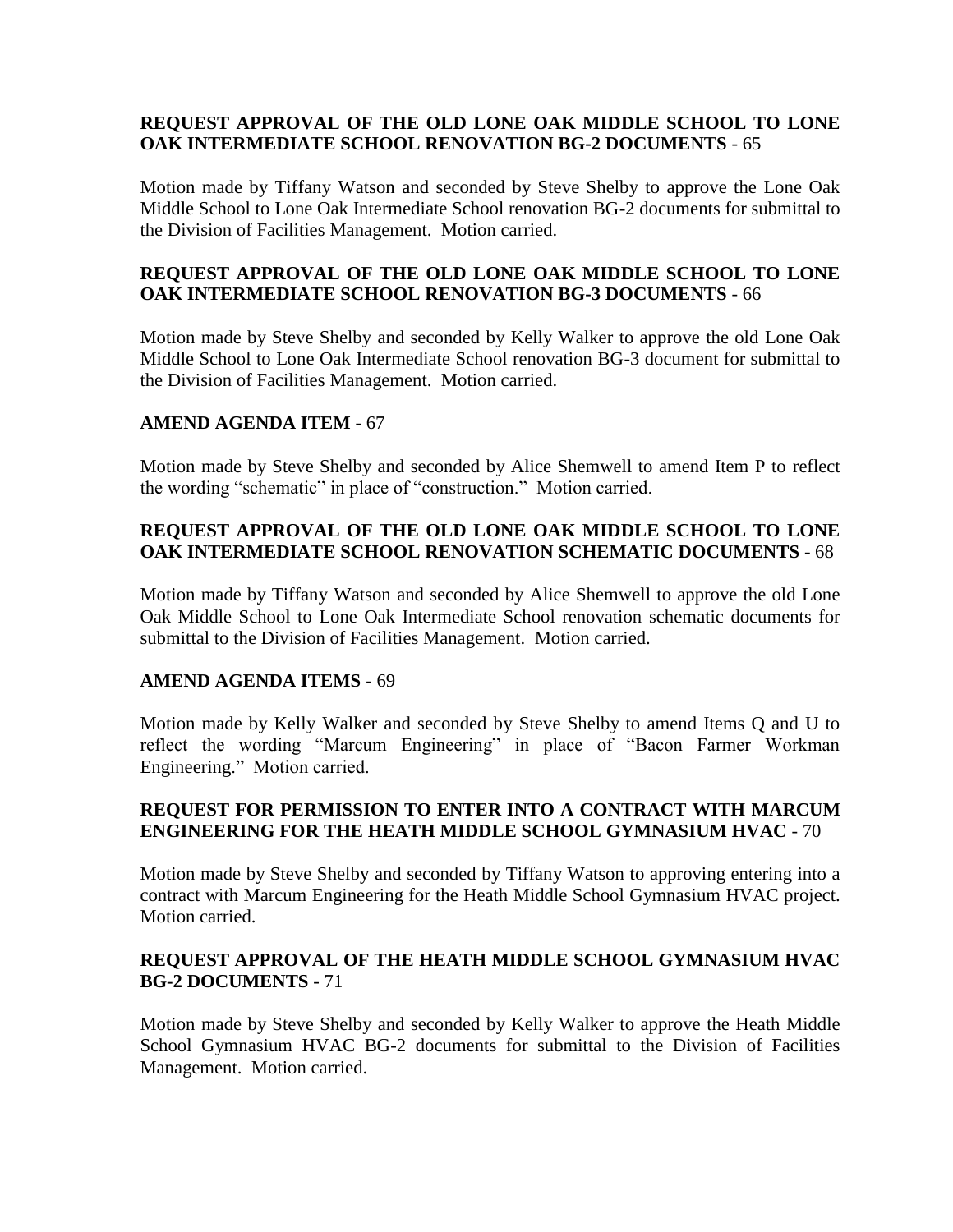**REQUEST APPROVAL OF THE OLD LONE OAK MIDDLE SCHOOL TO LONE OAK INTERMEDIATE SCHOOL RENOVATION BG-2 DOCUMENTS** - 65

Motion made by Tiffany Watson and seconded by Steve Shelby to approve the Lone Oak Middle School to Lone Oak Intermediate School renovation BG-2 documents for submittal to the Division of Facilities Management. Motion carried.

**REQUEST APPROVAL OF THE OLD LONE OAK MIDDLE SCHOOL TO LONE OAK INTERMEDIATE SCHOOL RENOVATION BG-3 DOCUMENTS** - 66

Motion made by Steve Shelby and seconded by Kelly Walker to approve the old Lone Oak Middle School to Lone Oak Intermediate School renovation BG-3 document for submittal to the Division of Facilities Management. Motion carried.

**AMEND AGENDA ITEM** - 67

Motion made by Steve Shelby and seconded by Alice Shemwell to amend Item P to reflect the wording "schematic" in place of "construction." Motion carried.

**REQUEST APPROVAL OF THE OLD LONE OAK MIDDLE SCHOOL TO LONE OAK INTERMEDIATE SCHOOL RENOVATION SCHEMATIC DOCUMENTS** - 68

Motion made by Tiffany Watson and seconded by Alice Shemwell to approve the old Lone Oak Middle School to Lone Oak Intermediate School renovation schematic documents for submittal to the Division of Facilities Management. Motion carried.

**AMEND AGENDA ITEMS** - 69

Motion made by Kelly Walker and seconded by Steve Shelby to amend Items Q and U to reflect the wording "Marcum Engineering" in place of "Bacon Farmer Workman Engineering." Motion carried.

**REQUEST FOR PERMISSION TO ENTER INTO A CONTRACT WITH MARCUM ENGINEERING FOR THE HEATH MIDDLE SCHOOL GYMNASIUM HVAC** - 70

Motion made by Steve Shelby and seconded by Tiffany Watson to approving entering into a contract with Marcum Engineering for the Heath Middle School Gymnasium HVAC project. Motion carried.

**REQUEST APPROVAL OF THE HEATH MIDDLE SCHOOL GYMNASIUM HVAC BG-2 DOCUMENTS** - 71

Motion made by Steve Shelby and seconded by Kelly Walker to approve the Heath Middle School Gymnasium HVAC BG-2 documents for submittal to the Division of Facilities Management. Motion carried.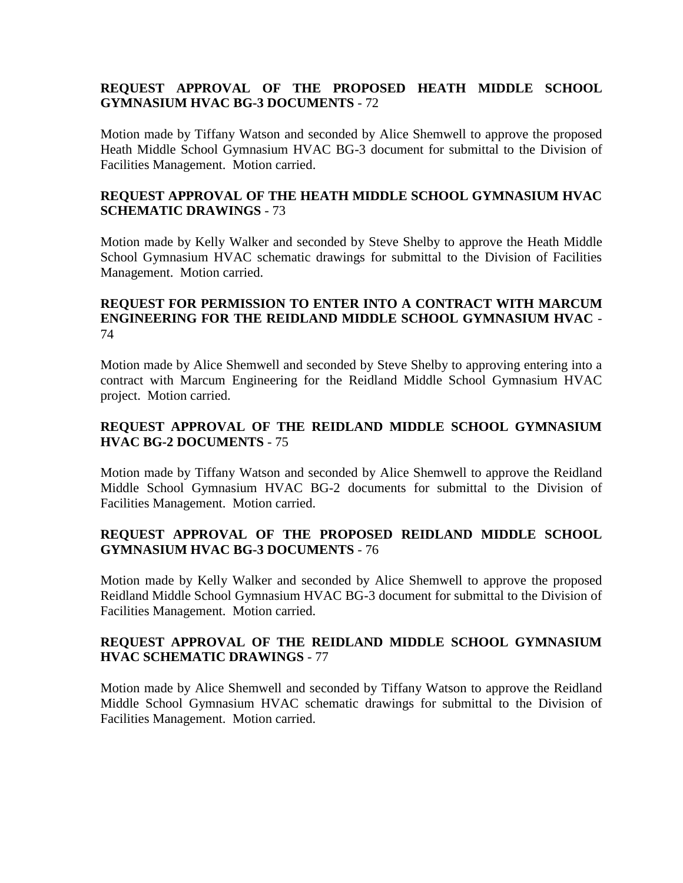**REQUEST APPROVAL OF THE PROPOSED HEATH MIDDLE SCHOOL GYMNASIUM HVAC BG-3 DOCUMENTS** - 72

Motion made by Tiffany Watson and seconded by Alice Shemwell to approve the proposed Heath Middle School Gymnasium HVAC BG-3 document for submittal to the Division of Facilities Management. Motion carried.

**REQUEST APPROVAL OF THE HEATH MIDDLE SCHOOL GYMNASIUM HVAC SCHEMATIC DRAWINGS** - 73

Motion made by Kelly Walker and seconded by Steve Shelby to approve the Heath Middle School Gymnasium HVAC schematic drawings for submittal to the Division of Facilities Management. Motion carried.

**REQUEST FOR PERMISSION TO ENTER INTO A CONTRACT WITH MARCUM ENGINEERING FOR THE REIDLAND MIDDLE SCHOOL GYMNASIUM HVAC** - 74

Motion made by Alice Shemwell and seconded by Steve Shelby to approving entering into a contract with Marcum Engineering for the Reidland Middle School Gymnasium HVAC project. Motion carried.

**REQUEST APPROVAL OF THE REIDLAND MIDDLE SCHOOL GYMNASIUM HVAC BG-2 DOCUMENTS** - 75

Motion made by Tiffany Watson and seconded by Alice Shemwell to approve the Reidland Middle School Gymnasium HVAC BG-2 documents for submittal to the Division of Facilities Management. Motion carried.

**REQUEST APPROVAL OF THE PROPOSED REIDLAND MIDDLE SCHOOL GYMNASIUM HVAC BG-3 DOCUMENTS** - 76

Motion made by Kelly Walker and seconded by Alice Shemwell to approve the proposed Reidland Middle School Gymnasium HVAC BG-3 document for submittal to the Division of Facilities Management. Motion carried.

**REQUEST APPROVAL OF THE REIDLAND MIDDLE SCHOOL GYMNASIUM HVAC SCHEMATIC DRAWINGS** - 77

Motion made by Alice Shemwell and seconded by Tiffany Watson to approve the Reidland Middle School Gymnasium HVAC schematic drawings for submittal to the Division of Facilities Management. Motion carried.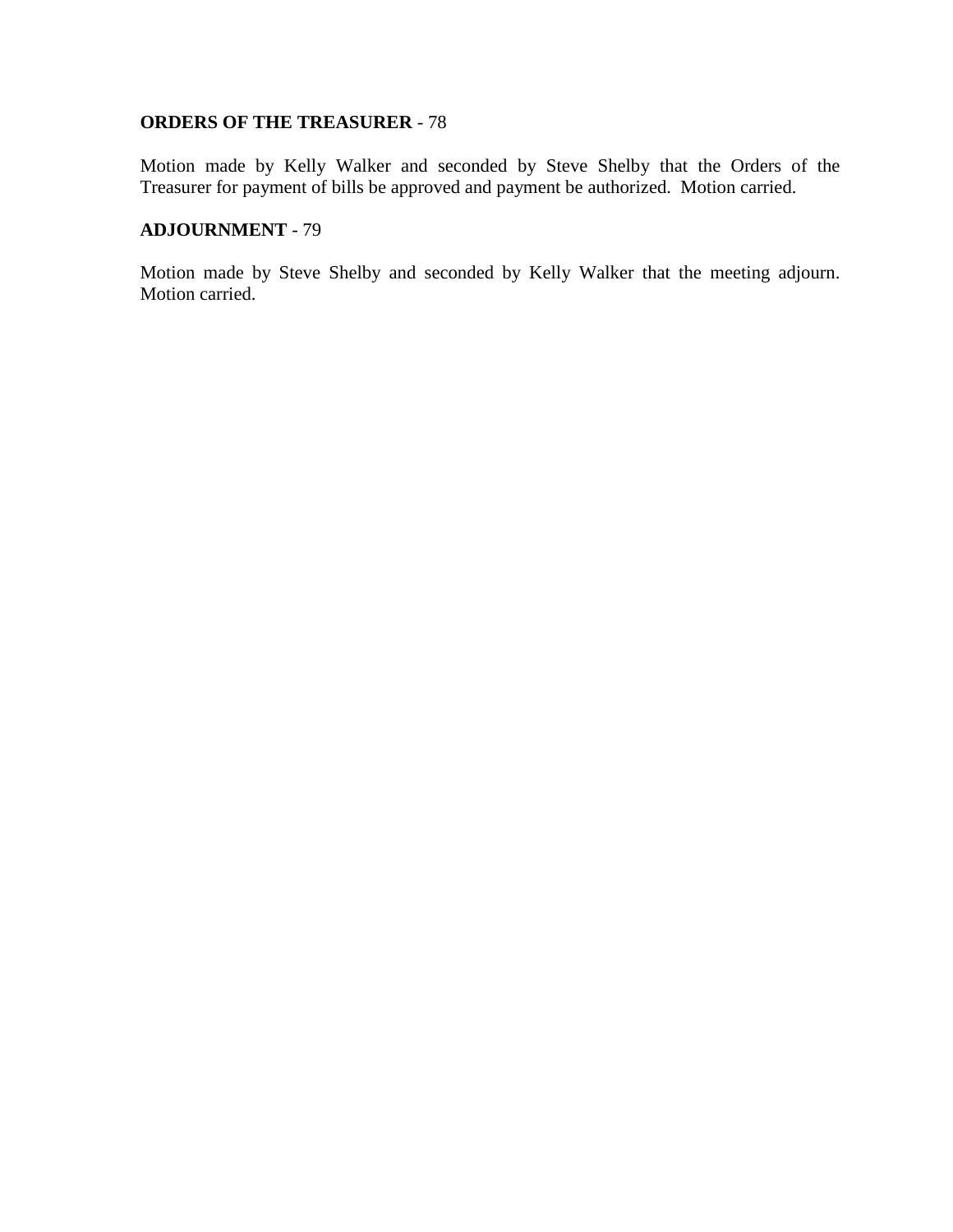**ORDERS OF THE TREASURER** - 78

Motion made by Kelly Walker and seconded by Steve Shelby that the Orders of the Treasurer for payment of bills be approved and payment be authorized. Motion carried.

**ADJOURNMENT** - 79

Motion made by Steve Shelby and seconded by Kelly Walker that the meeting adjourn. Motion carried.